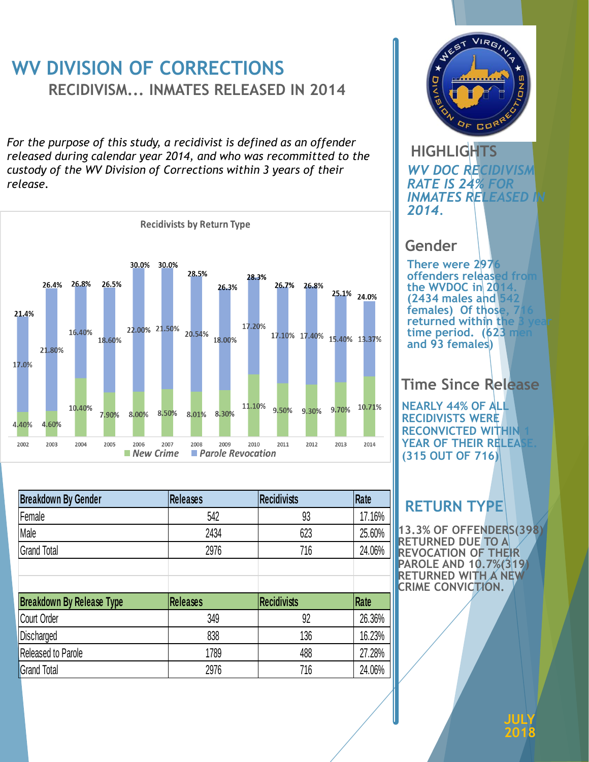# WV DIVISION OF CORRECTIONS

## RECIDIVISM... INMATES RELEASED IN 2014

*For the purpose of this study, a recidivist is defined as an offender released during calendar year 2014, and who was recommitted to the custody of the WV Division of Corrections within 3 years of their release.*

**Recidivists by Return Type**

| Year | New Crime | Parole Revocation | Total |
|---|---|---|---|
| 2002 | 4.40% | 17.0% | 21.4% |
| 2003 | 4.60% | 21.80% | 26.4% |
| 2004 | 10.40% | 16.40% | 26.8% |
| 2005 | 7.90% | 18.60% | 26.5% |
| 2006 | 8.00% | 22.00% | 30.0% |
| 2007 | 8.50% | 21.50% | 30.0% |
| 2008 | 8.01% | 20.54% | 28.5% |
| 2009 | 8.30% | 18.00% | 26.3% |
| 2010 | 11.10% | 17.20% | 28.3% |
| 2011 | 9.50% | 17.10% | 26.7% |
| 2012 | 9.30% | 17.40% | 26.8% |
| 2013 | 9.70% | 15.40% | 25.1% |
| 2014 | 10.71% | 13.37% | 24.0% |

| Breakdown By Gender | Releases | Recidivists | Rate |
|---|---|---|---|
| Female | 542 | 93 | 17.16% |
| Male | 2434 | 623 | 25.60% |
| Grand Total | 2976 | 716 | 24.06% |

| Breakdown By Release Type | Releases | Recidivists | Rate |
|---|---|---|---|
| Court Order | 349 | 92 | 26.36% |
| Discharged | 838 | 136 | 16.23% |
| Released to Parole | 1789 | 488 | 27.28% |
| Grand Total | 2976 | 716 | 24.06% |

## HIGHLIGHTS

***WV DOC RECIDIVISM RATE IS 24% FOR INMATES RELEASED IN 2014.***

## Gender

**There were 2976 offenders released from the WVDOC in 2014. (2434 males and 542 females) Of those, 716 returned within the 3 year time period. (623 men and 93 females)**

## Time Since Release

**NEARLY 44% OF ALL RECIDIVISTS WERE RECONVICTED WITHIN 1 YEAR OF THEIR RELEASE. (315 OUT OF 716)**

## RETURN TYPE

**13.3% OF OFFENDERS(398) RETURNED DUE TO A REVOCATION OF THEIR PAROLE AND 10.7%(319) RETURNED WITH A NEW CRIME CONVICTION.**

**JULY 2018**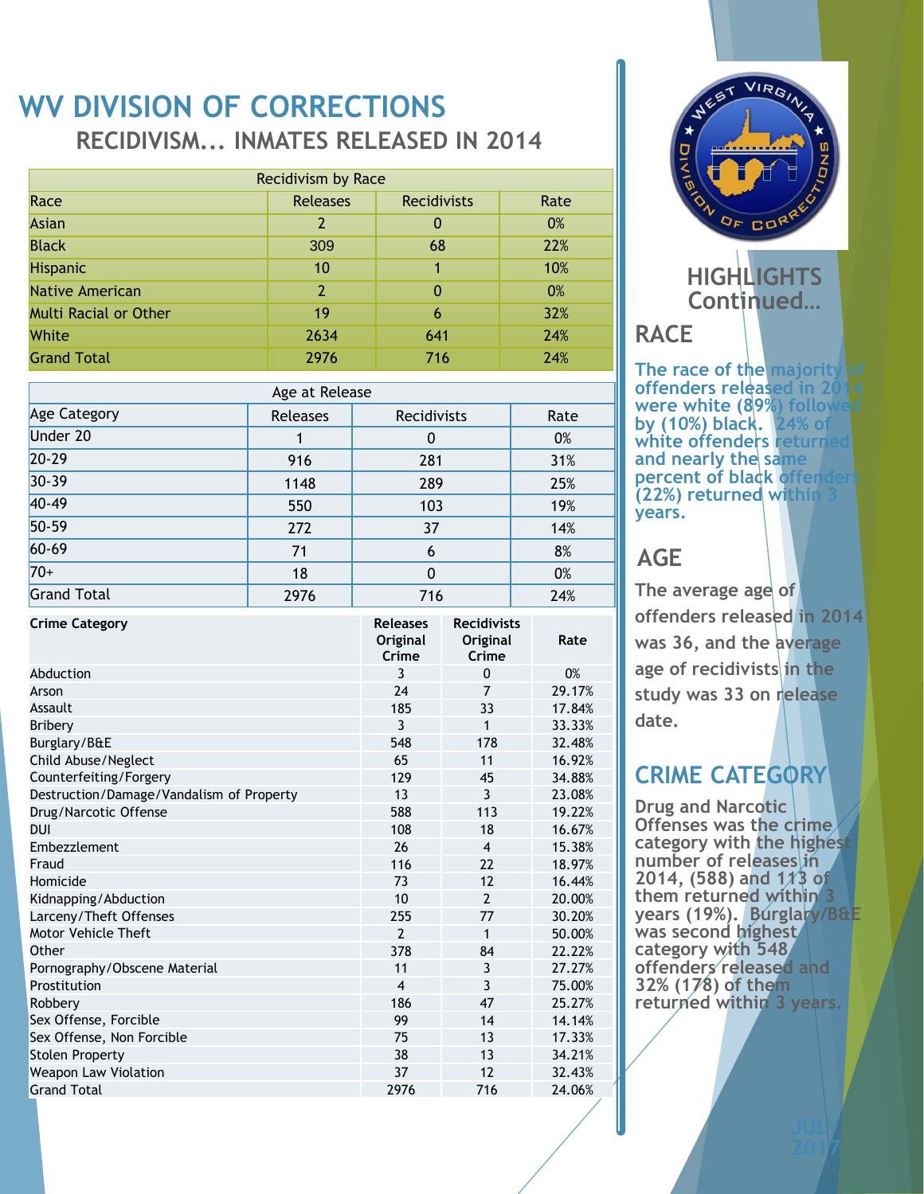# WV DIVISION OF CORRECTIONS

## RECIDIVISM... INMATES RELEASED IN 2014

| Recidivism by Race | | | |
|---|---|---|---|
| Race | Releases | Recidivists | Rate |
| Asian | 2 | 0 | 0% |
| Black | 309 | 68 | 22% |
| Hispanic | 10 | 1 | 10% |
| Native American | 2 | 0 | 0% |
| Multi Racial or Other | 19 | 6 | 32% |
| White | 2634 | 641 | 24% |
| Grand Total | 2976 | 716 | 24% |

| Age at Release | | | |
|---|---|---|---|
| Age Category | Releases | Recidivists | Rate |
| Under 20 | 1 | 0 | 0% |
| 20-29 | 916 | 281 | 31% |
| 30-39 | 1148 | 289 | 25% |
| 40-49 | 550 | 103 | 19% |
| 50-59 | 272 | 37 | 14% |
| 60-69 | 71 | 6 | 8% |
| 70+ | 18 | 0 | 0% |
| Grand Total | 2976 | 716 | 24% |

| Crime Category | Releases Original Crime | Recidivists Original Crime | Rate |
|---|---|---|---|
| Abduction | 3 | 0 | 0% |
| Arson | 24 | 7 | 29.17% |
| Assault | 185 | 33 | 17.84% |
| Bribery | 3 | 1 | 33.33% |
| Burglary/B&E | 548 | 178 | 32.48% |
| Child Abuse/Neglect | 65 | 11 | 16.92% |
| Counterfeiting/Forgery | 129 | 45 | 34.88% |
| Destruction/Damage/Vandalism of Property | 13 | 3 | 23.08% |
| Drug/Narcotic Offense | 588 | 113 | 19.22% |
| DUI | 108 | 18 | 16.67% |
| Embezzlement | 26 | 4 | 15.38% |
| Fraud | 116 | 22 | 18.97% |
| Homicide | 73 | 12 | 16.44% |
| Kidnapping/Abduction | 10 | 2 | 20.00% |
| Larceny/Theft Offenses | 255 | 77 | 30.20% |
| Motor Vehicle Theft | 2 | 1 | 50.00% |
| Other | 378 | 84 | 22.22% |
| Pornography/Obscene Material | 11 | 3 | 27.27% |
| Prostitution | 4 | 3 | 75.00% |
| Robbery | 186 | 47 | 25.27% |
| Sex Offense, Forcible | 99 | 14 | 14.14% |
| Sex Offense, Non Forcible | 75 | 13 | 17.33% |
| Stolen Property | 38 | 13 | 34.21% |
| Weapon Law Violation | 37 | 12 | 32.43% |
| Grand Total | 2976 | 716 | 24.06% |

## HIGHLIGHTS Continued…

### RACE

**The race of the majority of offenders released in 2014 were white (89%) followed by (10%) black. 24% of white offenders returned and nearly the same percent of black offenders (22%) returned within 3 years.**

### AGE

**The average age of offenders released in 2014 was 36, and the average age of recidivists in the study was 33 on release date.**

### CRIME CATEGORY

**Drug and Narcotic Offenses was the crime category with the highest number of releases in 2014, (588) and 113 of them returned within 3 years (19%). Burglary/B&E was second highest category with 548 offenders released and 32% (178) of them returned within 3 years.**

JULY 2017